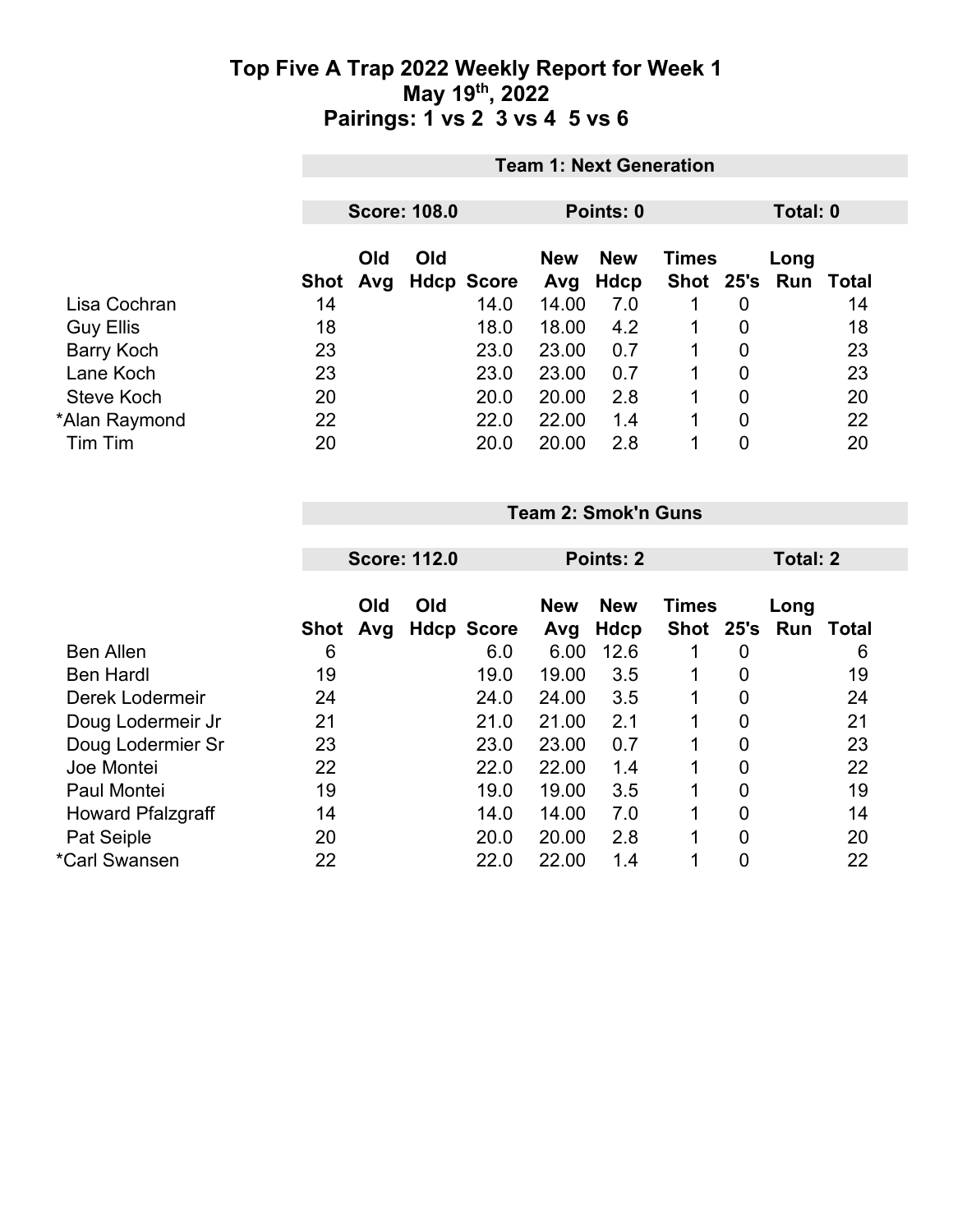# Top Five A Trap 2022 Weekly Report for Week 1

## May 19th, 2022

## Pairings: 1 vs 2  3 vs 4  5 vs 6

### Team 1: Next Generation

| Score: 108.0 | Points: 0 | Total: 0 |
|---|---|---|

| | Shot | Old Avg | Old Hdcp | Score | New Avg | New Hdcp | Times Shot | 25's | Long Run | Total |
|---|---|---|---|---|---|---|---|---|---|---|
| Lisa Cochran | 14 | | | 14.0 | 14.00 | 7.0 | 1 | 0 | | 14 |
| Guy Ellis | 18 | | | 18.0 | 18.00 | 4.2 | 1 | 0 | | 18 |
| Barry Koch | 23 | | | 23.0 | 23.00 | 0.7 | 1 | 0 | | 23 |
| Lane Koch | 23 | | | 23.0 | 23.00 | 0.7 | 1 | 0 | | 23 |
| Steve Koch | 20 | | | 20.0 | 20.00 | 2.8 | 1 | 0 | | 20 |
| *Alan Raymond | 22 | | | 22.0 | 22.00 | 1.4 | 1 | 0 | | 22 |
| Tim Tim | 20 | | | 20.0 | 20.00 | 2.8 | 1 | 0 | | 20 |

### Team 2: Smok'n Guns

| Score: 112.0 | Points: 2 | Total: 2 |
|---|---|---|

| | Shot | Old Avg | Old Hdcp | Score | New Avg | New Hdcp | Times Shot | 25's | Long Run | Total |
|---|---|---|---|---|---|---|---|---|---|---|
| Ben Allen | 6 | | | 6.0 | 6.00 | 12.6 | 1 | 0 | | 6 |
| Ben Hardl | 19 | | | 19.0 | 19.00 | 3.5 | 1 | 0 | | 19 |
| Derek Lodermeir | 24 | | | 24.0 | 24.00 | 3.5 | 1 | 0 | | 24 |
| Doug Lodermeir Jr | 21 | | | 21.0 | 21.00 | 2.1 | 1 | 0 | | 21 |
| Doug Lodermier Sr | 23 | | | 23.0 | 23.00 | 0.7 | 1 | 0 | | 23 |
| Joe Montei | 22 | | | 22.0 | 22.00 | 1.4 | 1 | 0 | | 22 |
| Paul Montei | 19 | | | 19.0 | 19.00 | 3.5 | 1 | 0 | | 19 |
| Howard Pfalzgraff | 14 | | | 14.0 | 14.00 | 7.0 | 1 | 0 | | 14 |
| Pat Seiple | 20 | | | 20.0 | 20.00 | 2.8 | 1 | 0 | | 20 |
| *Carl Swansen | 22 | | | 22.0 | 22.00 | 1.4 | 1 | 0 | | 22 |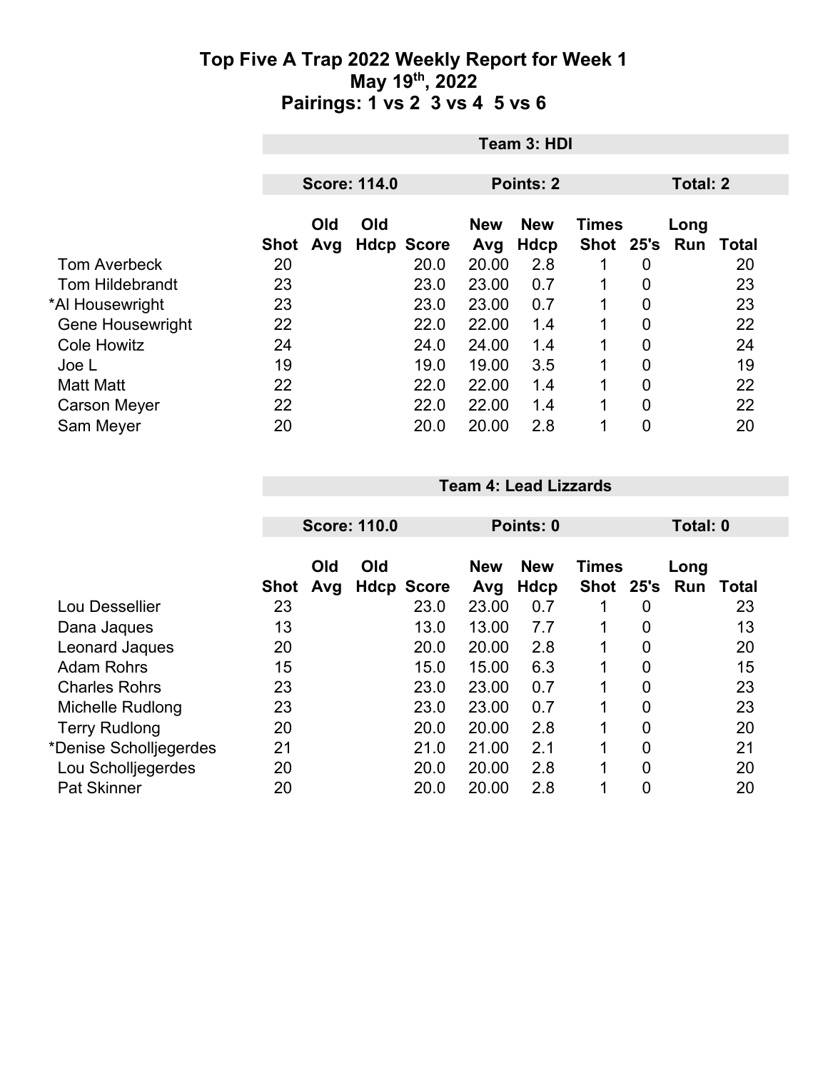# Top Five A Trap 2022 Weekly Report for Week 1
## May 19th, 2022
## Pairings: 1 vs 2  3 vs 4  5 vs 6

### Team 3: HDI

**Score: 114.0** | **Points: 2** | **Total: 2**

| | Shot | Old Avg | Old Hdcp | Score | New Avg | New Hdcp | Times Shot | 25's | Long Run | Total |
|---|---|---|---|---|---|---|---|---|---|---|
| Tom Averbeck | 20 | | | 20.0 | 20.00 | 2.8 | 1 | 0 | | 20 |
| Tom Hildebrandt | 23 | | | 23.0 | 23.00 | 0.7 | 1 | 0 | | 23 |
| *Al Housewright | 23 | | | 23.0 | 23.00 | 0.7 | 1 | 0 | | 23 |
| Gene Housewright | 22 | | | 22.0 | 22.00 | 1.4 | 1 | 0 | | 22 |
| Cole Howitz | 24 | | | 24.0 | 24.00 | 1.4 | 1 | 0 | | 24 |
| Joe L | 19 | | | 19.0 | 19.00 | 3.5 | 1 | 0 | | 19 |
| Matt Matt | 22 | | | 22.0 | 22.00 | 1.4 | 1 | 0 | | 22 |
| Carson Meyer | 22 | | | 22.0 | 22.00 | 1.4 | 1 | 0 | | 22 |
| Sam Meyer | 20 | | | 20.0 | 20.00 | 2.8 | 1 | 0 | | 20 |

### Team 4: Lead Lizzards

**Score: 110.0** | **Points: 0** | **Total: 0**

| | Shot | Old Avg | Old Hdcp | Score | New Avg | New Hdcp | Times Shot | 25's | Long Run | Total |
|---|---|---|---|---|---|---|---|---|---|---|
| Lou Dessellier | 23 | | | 23.0 | 23.00 | 0.7 | 1 | 0 | | 23 |
| Dana Jaques | 13 | | | 13.0 | 13.00 | 7.7 | 1 | 0 | | 13 |
| Leonard Jaques | 20 | | | 20.0 | 20.00 | 2.8 | 1 | 0 | | 20 |
| Adam Rohrs | 15 | | | 15.0 | 15.00 | 6.3 | 1 | 0 | | 15 |
| Charles Rohrs | 23 | | | 23.0 | 23.00 | 0.7 | 1 | 0 | | 23 |
| Michelle Rudlong | 23 | | | 23.0 | 23.00 | 0.7 | 1 | 0 | | 23 |
| Terry Rudlong | 20 | | | 20.0 | 20.00 | 2.8 | 1 | 0 | | 20 |
| *Denise Scholljegerdes | 21 | | | 21.0 | 21.00 | 2.1 | 1 | 0 | | 21 |
| Lou Scholljegerdes | 20 | | | 20.0 | 20.00 | 2.8 | 1 | 0 | | 20 |
| Pat Skinner | 20 | | | 20.0 | 20.00 | 2.8 | 1 | 0 | | 20 |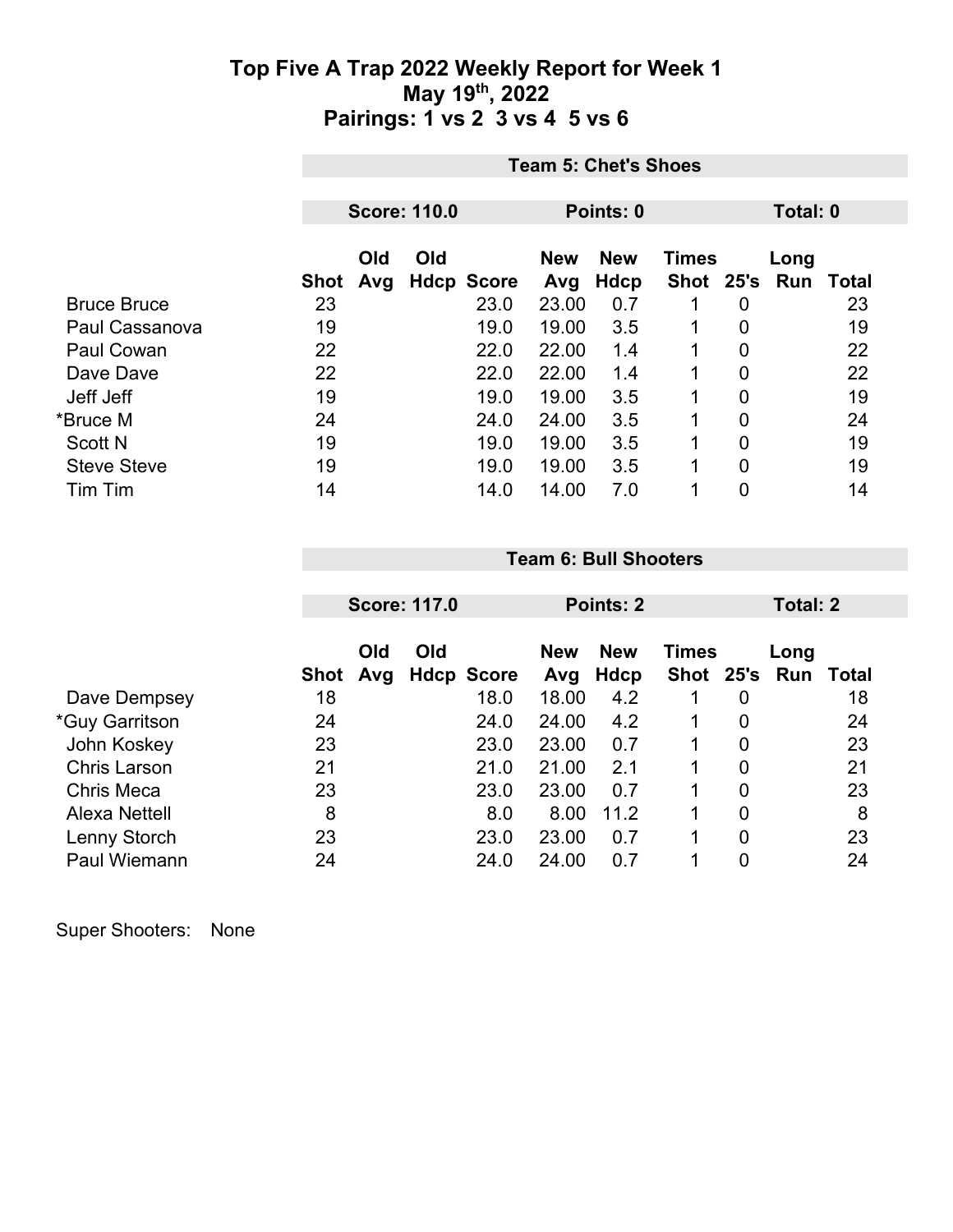# Top Five A Trap 2022 Weekly Report for Week 1
## May 19th, 2022
## Pairings: 1 vs 2 3 vs 4 5 vs 6

**Team 5: Chet's Shoes**

**Score: 110.0** | **Points: 0** | **Total: 0**

| | Shot | Old Avg | Old Hdcp | Score | New Avg | New Hdcp | Times Shot | 25's | Long Run | Total |
|---|---|---|---|---|---|---|---|---|---|---|
| Bruce Bruce | 23 | | | 23.0 | 23.00 | 0.7 | 1 | 0 | | 23 |
| Paul Cassanova | 19 | | | 19.0 | 19.00 | 3.5 | 1 | 0 | | 19 |
| Paul Cowan | 22 | | | 22.0 | 22.00 | 1.4 | 1 | 0 | | 22 |
| Dave Dave | 22 | | | 22.0 | 22.00 | 1.4 | 1 | 0 | | 22 |
| Jeff Jeff | 19 | | | 19.0 | 19.00 | 3.5 | 1 | 0 | | 19 |
| *Bruce M | 24 | | | 24.0 | 24.00 | 3.5 | 1 | 0 | | 24 |
| Scott N | 19 | | | 19.0 | 19.00 | 3.5 | 1 | 0 | | 19 |
| Steve Steve | 19 | | | 19.0 | 19.00 | 3.5 | 1 | 0 | | 19 |
| Tim Tim | 14 | | | 14.0 | 14.00 | 7.0 | 1 | 0 | | 14 |

**Team 6: Bull Shooters**

**Score: 117.0** | **Points: 2** | **Total: 2**

| | Shot | Old Avg | Old Hdcp | Score | New Avg | New Hdcp | Times Shot | 25's | Long Run | Total |
|---|---|---|---|---|---|---|---|---|---|---|
| Dave Dempsey | 18 | | | 18.0 | 18.00 | 4.2 | 1 | 0 | | 18 |
| *Guy Garritson | 24 | | | 24.0 | 24.00 | 4.2 | 1 | 0 | | 24 |
| John Koskey | 23 | | | 23.0 | 23.00 | 0.7 | 1 | 0 | | 23 |
| Chris Larson | 21 | | | 21.0 | 21.00 | 2.1 | 1 | 0 | | 21 |
| Chris Meca | 23 | | | 23.0 | 23.00 | 0.7 | 1 | 0 | | 23 |
| Alexa Nettell | 8 | | | 8.0 | 8.00 | 11.2 | 1 | 0 | | 8 |
| Lenny Storch | 23 | | | 23.0 | 23.00 | 0.7 | 1 | 0 | | 23 |
| Paul Wiemann | 24 | | | 24.0 | 24.00 | 0.7 | 1 | 0 | | 24 |

Super Shooters: None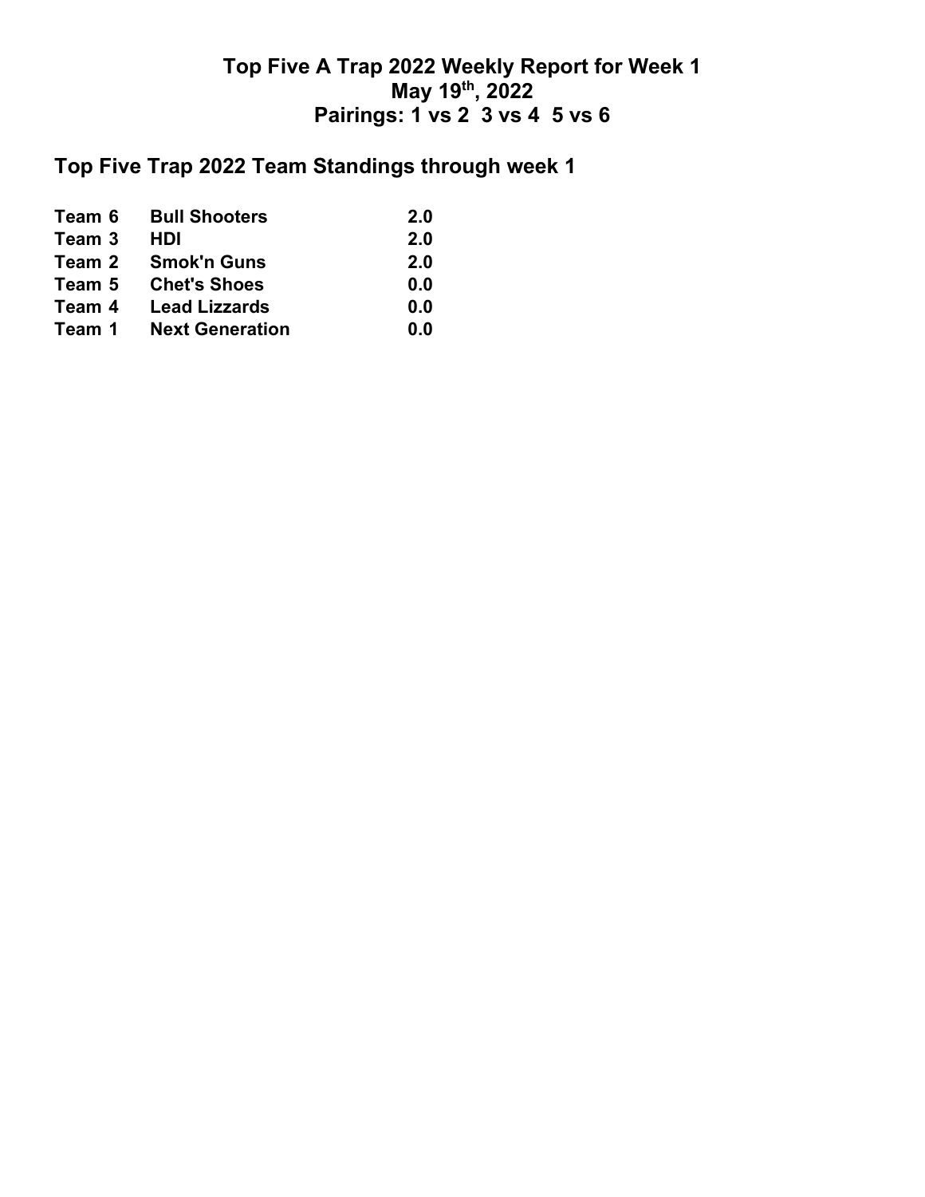# Top Five A Trap 2022 Weekly Report for Week 1
# May 19th, 2022
# Pairings: 1 vs 2  3 vs 4  5 vs 6

## Top Five Trap 2022 Team Standings through week 1

| | | |
|---|---|---|
| **Team 6** | **Bull Shooters** | **2.0** |
| **Team 3** | **HDI** | **2.0** |
| **Team 2** | **Smok'n Guns** | **2.0** |
| **Team 5** | **Chet's Shoes** | **0.0** |
| **Team 4** | **Lead Lizzards** | **0.0** |
| **Team 1** | **Next Generation** | **0.0** |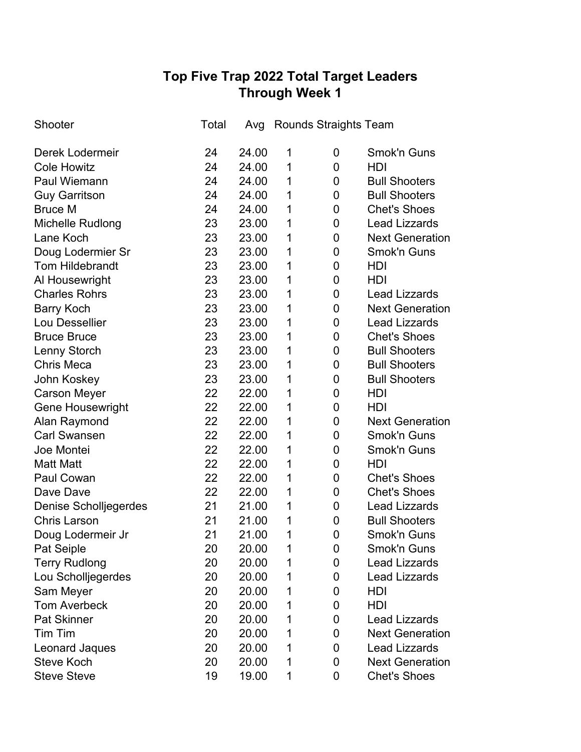# Top Five Trap 2022 Total Target Leaders
## Through Week 1

| Shooter | Total | Avg | Rounds | Straights | Team |
|---|---|---|---|---|---|
| Derek Lodermeir | 24 | 24.00 | 1 | 0 | Smok'n Guns |
| Cole Howitz | 24 | 24.00 | 1 | 0 | HDI |
| Paul Wiemann | 24 | 24.00 | 1 | 0 | Bull Shooters |
| Guy Garritson | 24 | 24.00 | 1 | 0 | Bull Shooters |
| Bruce M | 24 | 24.00 | 1 | 0 | Chet's Shoes |
| Michelle Rudlong | 23 | 23.00 | 1 | 0 | Lead Lizzards |
| Lane Koch | 23 | 23.00 | 1 | 0 | Next Generation |
| Doug Lodermier Sr | 23 | 23.00 | 1 | 0 | Smok'n Guns |
| Tom Hildebrandt | 23 | 23.00 | 1 | 0 | HDI |
| Al Housewright | 23 | 23.00 | 1 | 0 | HDI |
| Charles Rohrs | 23 | 23.00 | 1 | 0 | Lead Lizzards |
| Barry Koch | 23 | 23.00 | 1 | 0 | Next Generation |
| Lou Dessellier | 23 | 23.00 | 1 | 0 | Lead Lizzards |
| Bruce Bruce | 23 | 23.00 | 1 | 0 | Chet's Shoes |
| Lenny Storch | 23 | 23.00 | 1 | 0 | Bull Shooters |
| Chris Meca | 23 | 23.00 | 1 | 0 | Bull Shooters |
| John Koskey | 23 | 23.00 | 1 | 0 | Bull Shooters |
| Carson Meyer | 22 | 22.00 | 1 | 0 | HDI |
| Gene Housewright | 22 | 22.00 | 1 | 0 | HDI |
| Alan Raymond | 22 | 22.00 | 1 | 0 | Next Generation |
| Carl Swansen | 22 | 22.00 | 1 | 0 | Smok'n Guns |
| Joe Montei | 22 | 22.00 | 1 | 0 | Smok'n Guns |
| Matt Matt | 22 | 22.00 | 1 | 0 | HDI |
| Paul Cowan | 22 | 22.00 | 1 | 0 | Chet's Shoes |
| Dave Dave | 22 | 22.00 | 1 | 0 | Chet's Shoes |
| Denise Scholljegerdes | 21 | 21.00 | 1 | 0 | Lead Lizzards |
| Chris Larson | 21 | 21.00 | 1 | 0 | Bull Shooters |
| Doug Lodermeir Jr | 21 | 21.00 | 1 | 0 | Smok'n Guns |
| Pat Seiple | 20 | 20.00 | 1 | 0 | Smok'n Guns |
| Terry Rudlong | 20 | 20.00 | 1 | 0 | Lead Lizzards |
| Lou Scholljegerdes | 20 | 20.00 | 1 | 0 | Lead Lizzards |
| Sam Meyer | 20 | 20.00 | 1 | 0 | HDI |
| Tom Averbeck | 20 | 20.00 | 1 | 0 | HDI |
| Pat Skinner | 20 | 20.00 | 1 | 0 | Lead Lizzards |
| Tim Tim | 20 | 20.00 | 1 | 0 | Next Generation |
| Leonard Jaques | 20 | 20.00 | 1 | 0 | Lead Lizzards |
| Steve Koch | 20 | 20.00 | 1 | 0 | Next Generation |
| Steve Steve | 19 | 19.00 | 1 | 0 | Chet's Shoes |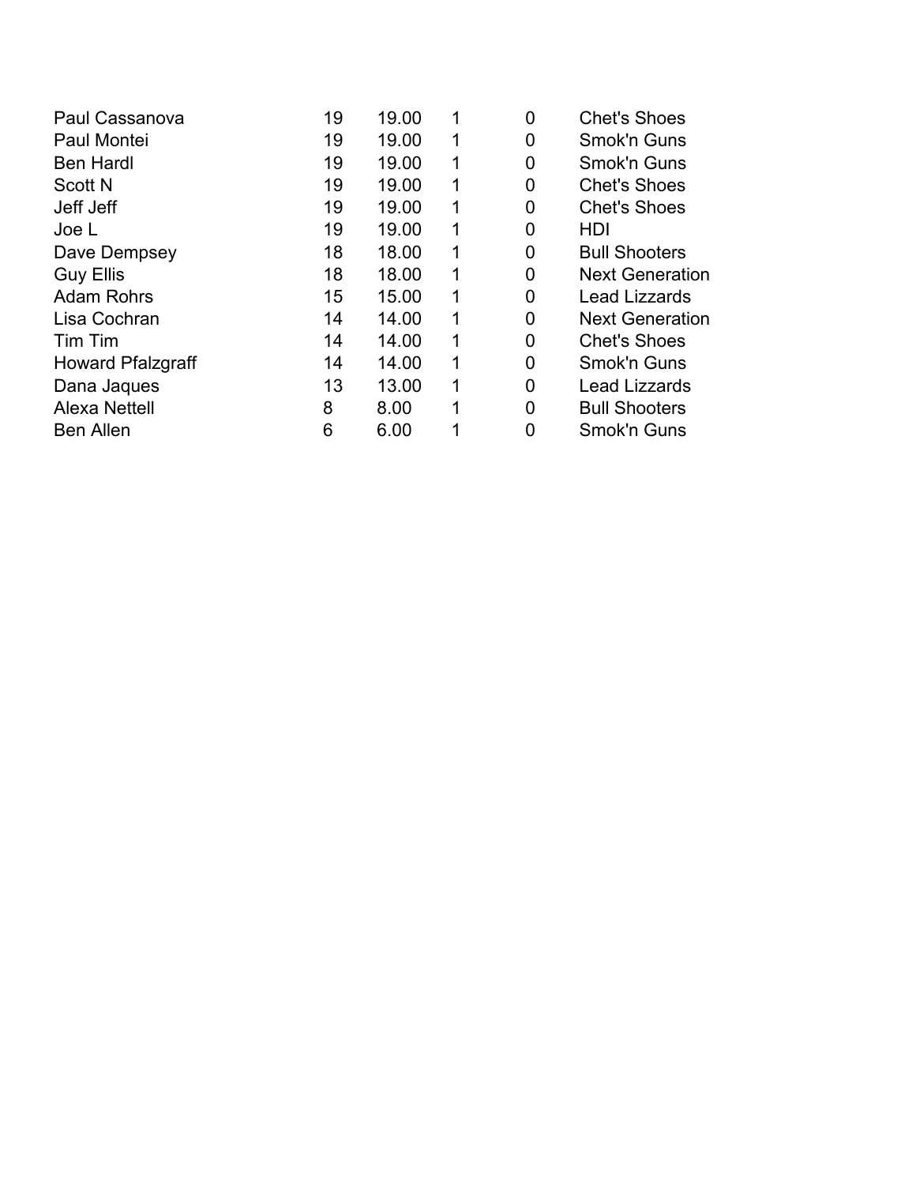| | | | | | |
|---|---|---|---|---|---|
| Paul Cassanova | 19 | 19.00 | 1 | 0 | Chet's Shoes |
| Paul Montei | 19 | 19.00 | 1 | 0 | Smok'n Guns |
| Ben Hardl | 19 | 19.00 | 1 | 0 | Smok'n Guns |
| Scott N | 19 | 19.00 | 1 | 0 | Chet's Shoes |
| Jeff Jeff | 19 | 19.00 | 1 | 0 | Chet's Shoes |
| Joe L | 19 | 19.00 | 1 | 0 | HDI |
| Dave Dempsey | 18 | 18.00 | 1 | 0 | Bull Shooters |
| Guy Ellis | 18 | 18.00 | 1 | 0 | Next Generation |
| Adam Rohrs | 15 | 15.00 | 1 | 0 | Lead Lizzards |
| Lisa Cochran | 14 | 14.00 | 1 | 0 | Next Generation |
| Tim Tim | 14 | 14.00 | 1 | 0 | Chet's Shoes |
| Howard Pfalzgraff | 14 | 14.00 | 1 | 0 | Smok'n Guns |
| Dana Jaques | 13 | 13.00 | 1 | 0 | Lead Lizzards |
| Alexa Nettell | 8 | 8.00 | 1 | 0 | Bull Shooters |
| Ben Allen | 6 | 6.00 | 1 | 0 | Smok'n Guns |